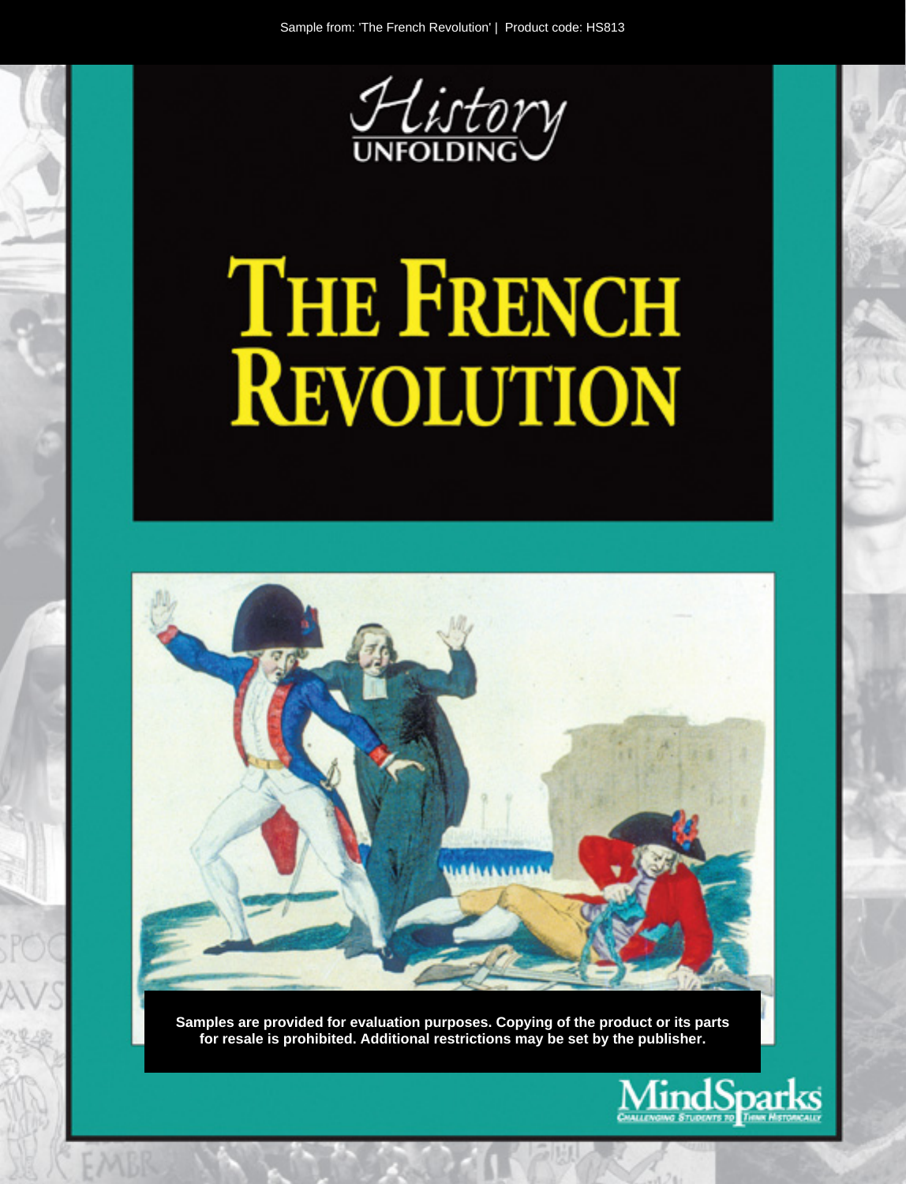Sample from: 'The French Revolution' | Product code: HS813

*History* UNFOLDING

# THE FRENCH REVOLUTION

Samples are provided for evaluation purposes. Copying of the product or its parts for resale is prohibited. Additional restrictions may be set by the publisher.

MindSparks
CHALLENGING STUDENTS TO THINK HISTORICALLY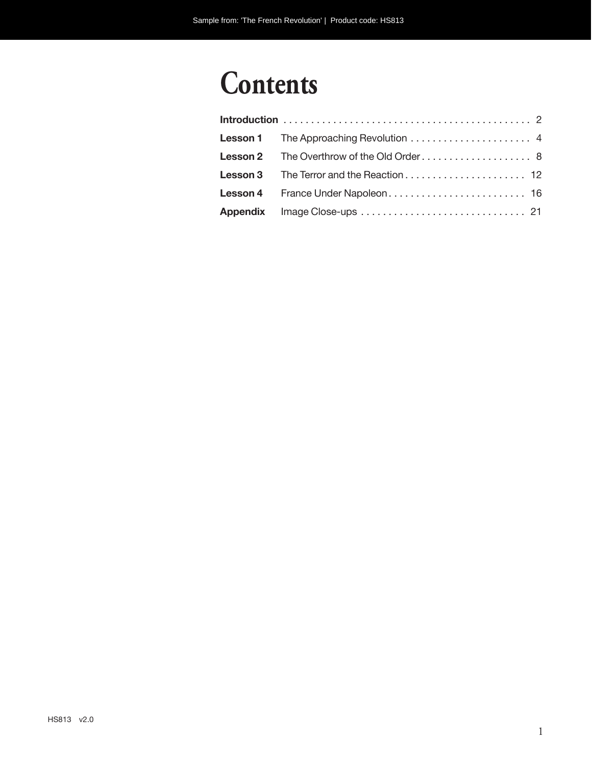# Contents

| | | |
|---|---|---|
| **Introduction** | | 2 |
| **Lesson 1** | The Approaching Revolution | 4 |
| **Lesson 2** | The Overthrow of the Old Order | 8 |
| **Lesson 3** | The Terror and the Reaction | 12 |
| **Lesson 4** | France Under Napoleon | 16 |
| **Appendix** | Image Close-ups | 21 |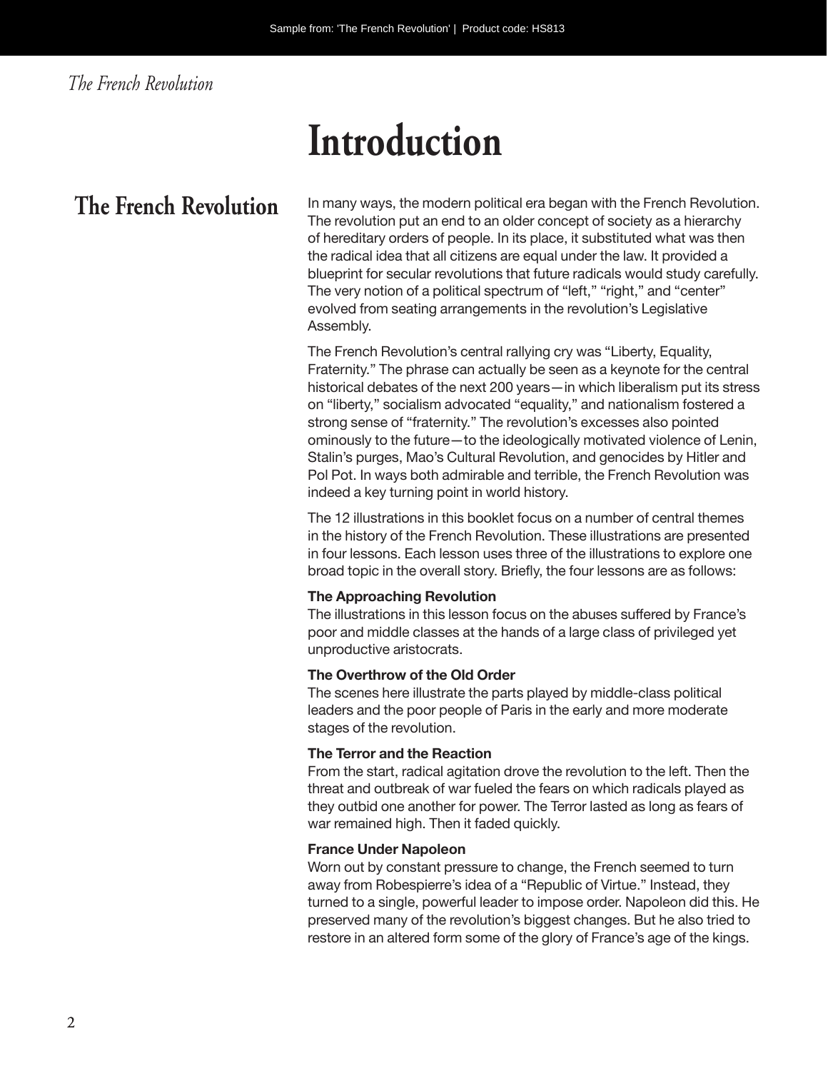# Introduction

## The French Revolution

In many ways, the modern political era began with the French Revolution. The revolution put an end to an older concept of society as a hierarchy of hereditary orders of people. In its place, it substituted what was then the radical idea that all citizens are equal under the law. It provided a blueprint for secular revolutions that future radicals would study carefully. The very notion of a political spectrum of "left," "right," and "center" evolved from seating arrangements in the revolution's Legislative Assembly.

The French Revolution's central rallying cry was "Liberty, Equality, Fraternity." The phrase can actually be seen as a keynote for the central historical debates of the next 200 years—in which liberalism put its stress on "liberty," socialism advocated "equality," and nationalism fostered a strong sense of "fraternity." The revolution's excesses also pointed ominously to the future—to the ideologically motivated violence of Lenin, Stalin's purges, Mao's Cultural Revolution, and genocides by Hitler and Pol Pot. In ways both admirable and terrible, the French Revolution was indeed a key turning point in world history.

The 12 illustrations in this booklet focus on a number of central themes in the history of the French Revolution. These illustrations are presented in four lessons. Each lesson uses three of the illustrations to explore one broad topic in the overall story. Briefly, the four lessons are as follows:

**The Approaching Revolution**
The illustrations in this lesson focus on the abuses suffered by France's poor and middle classes at the hands of a large class of privileged yet unproductive aristocrats.

**The Overthrow of the Old Order**
The scenes here illustrate the parts played by middle-class political leaders and the poor people of Paris in the early and more moderate stages of the revolution.

**The Terror and the Reaction**
From the start, radical agitation drove the revolution to the left. Then the threat and outbreak of war fueled the fears on which radicals played as they outbid one another for power. The Terror lasted as long as fears of war remained high. Then it faded quickly.

**France Under Napoleon**
Worn out by constant pressure to change, the French seemed to turn away from Robespierre's idea of a "Republic of Virtue." Instead, they turned to a single, powerful leader to impose order. Napoleon did this. He preserved many of the revolution's biggest changes. But he also tried to restore in an altered form some of the glory of France's age of the kings.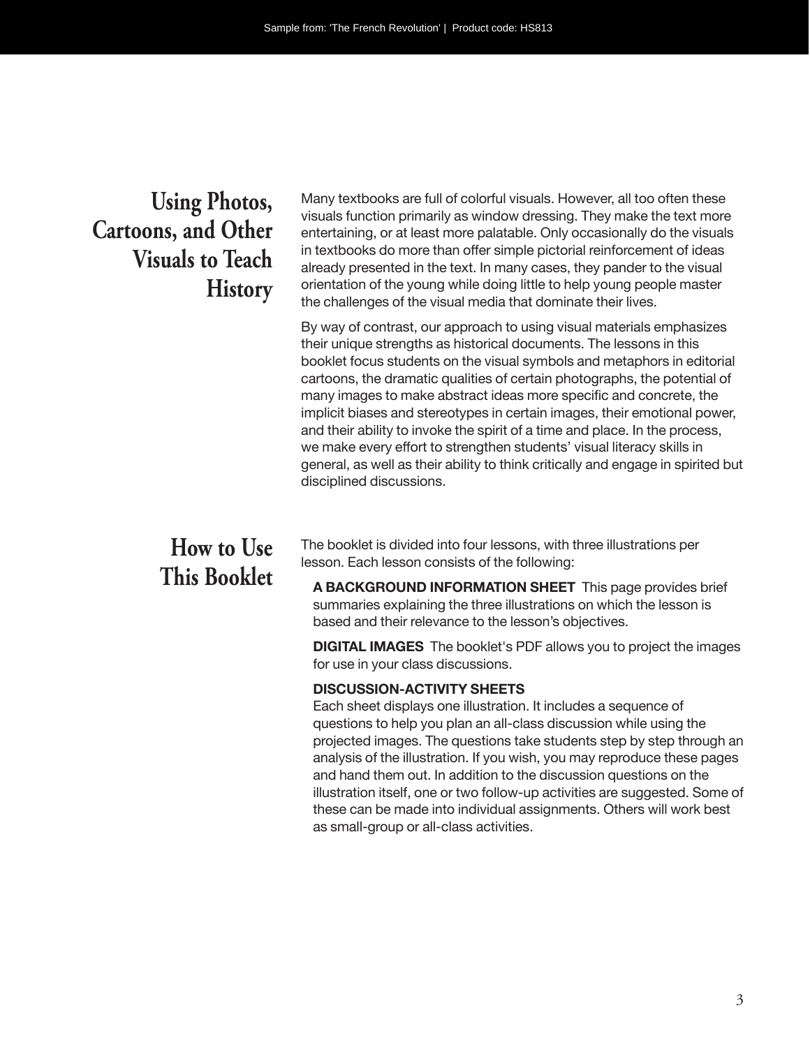## Using Photos, Cartoons, and Other Visuals to Teach History

Many textbooks are full of colorful visuals. However, all too often these visuals function primarily as window dressing. They make the text more entertaining, or at least more palatable. Only occasionally do the visuals in textbooks do more than offer simple pictorial reinforcement of ideas already presented in the text. In many cases, they pander to the visual orientation of the young while doing little to help young people master the challenges of the visual media that dominate their lives.

By way of contrast, our approach to using visual materials emphasizes their unique strengths as historical documents. The lessons in this booklet focus students on the visual symbols and metaphors in editorial cartoons, the dramatic qualities of certain photographs, the potential of many images to make abstract ideas more specific and concrete, the implicit biases and stereotypes in certain images, their emotional power, and their ability to invoke the spirit of a time and place. In the process, we make every effort to strengthen students' visual literacy skills in general, as well as their ability to think critically and engage in spirited but disciplined discussions.

## How to Use This Booklet

The booklet is divided into four lessons, with three illustrations per lesson. Each lesson consists of the following:

**A BACKGROUND INFORMATION SHEET** This page provides brief summaries explaining the three illustrations on which the lesson is based and their relevance to the lesson's objectives.

**DIGITAL IMAGES** The booklet's PDF allows you to project the images for use in your class discussions.

**DISCUSSION-ACTIVITY SHEETS**
Each sheet displays one illustration. It includes a sequence of questions to help you plan an all-class discussion while using the projected images. The questions take students step by step through an analysis of the illustration. If you wish, you may reproduce these pages and hand them out. In addition to the discussion questions on the illustration itself, one or two follow-up activities are suggested. Some of these can be made into individual assignments. Others will work best as small-group or all-class activities.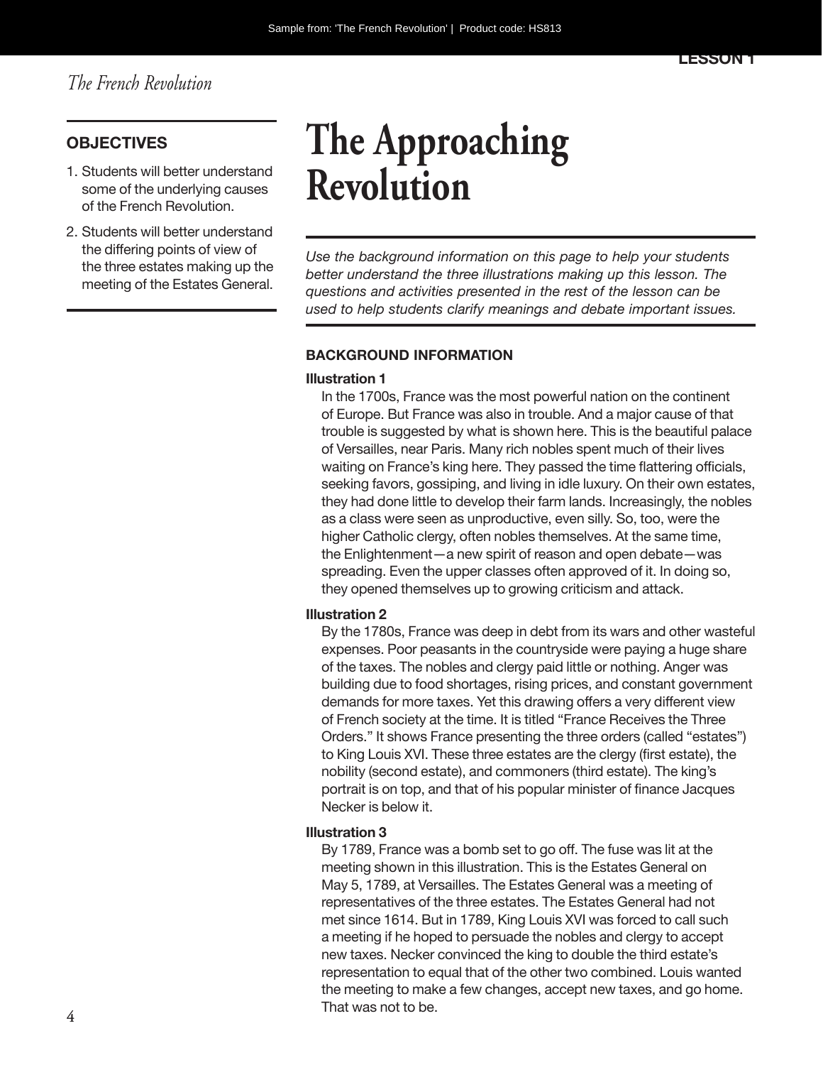# The Approaching Revolution

## OBJECTIVES

1. Students will better understand some of the underlying causes of the French Revolution.
2. Students will better understand the differing points of view of the three estates making up the meeting of the Estates General.

*Use the background information on this page to help your students better understand the three illustrations making up this lesson. The questions and activities presented in the rest of the lesson can be used to help students clarify meanings and debate important issues.*

### BACKGROUND INFORMATION

**Illustration 1**

In the 1700s, France was the most powerful nation on the continent of Europe. But France was also in trouble. And a major cause of that trouble is suggested by what is shown here. This is the beautiful palace of Versailles, near Paris. Many rich nobles spent much of their lives waiting on France's king here. They passed the time flattering officials, seeking favors, gossiping, and living in idle luxury. On their own estates, they had done little to develop their farm lands. Increasingly, the nobles as a class were seen as unproductive, even silly. So, too, were the higher Catholic clergy, often nobles themselves. At the same time, the Enlightenment—a new spirit of reason and open debate—was spreading. Even the upper classes often approved of it. In doing so, they opened themselves up to growing criticism and attack.

**Illustration 2**

By the 1780s, France was deep in debt from its wars and other wasteful expenses. Poor peasants in the countryside were paying a huge share of the taxes. The nobles and clergy paid little or nothing. Anger was building due to food shortages, rising prices, and constant government demands for more taxes. Yet this drawing offers a very different view of French society at the time. It is titled "France Receives the Three Orders." It shows France presenting the three orders (called "estates") to King Louis XVI. These three estates are the clergy (first estate), the nobility (second estate), and commoners (third estate). The king's portrait is on top, and that of his popular minister of finance Jacques Necker is below it.

**Illustration 3**

By 1789, France was a bomb set to go off. The fuse was lit at the meeting shown in this illustration. This is the Estates General on May 5, 1789, at Versailles. The Estates General was a meeting of representatives of the three estates. The Estates General had not met since 1614. But in 1789, King Louis XVI was forced to call such a meeting if he hoped to persuade the nobles and clergy to accept new taxes. Necker convinced the king to double the third estate's representation to equal that of the other two combined. Louis wanted the meeting to make a few changes, accept new taxes, and go home. That was not to be.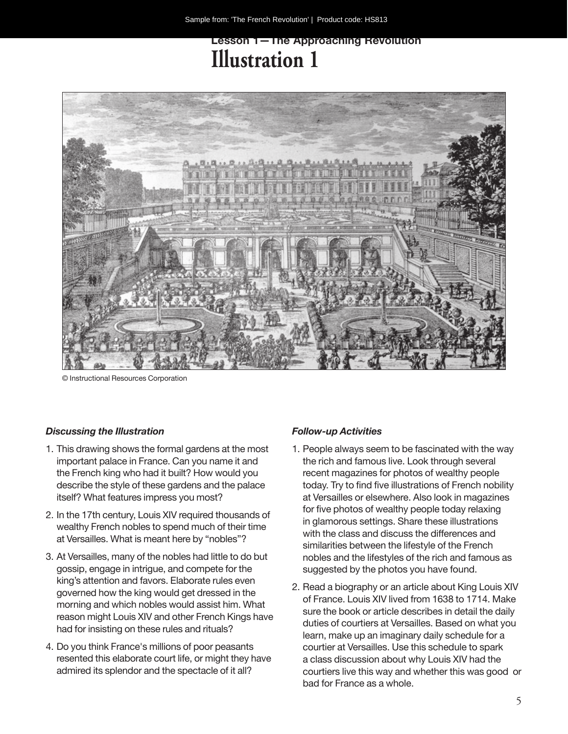## Lesson 1—The Approaching Revolution
# Illustration 1

© Instructional Resources Corporation

### *Discussing the Illustration*

1. This drawing shows the formal gardens at the most important palace in France. Can you name it and the French king who had it built? How would you describe the style of these gardens and the palace itself? What features impress you most?
2. In the 17th century, Louis XIV required thousands of wealthy French nobles to spend much of their time at Versailles. What is meant here by "nobles"?
3. At Versailles, many of the nobles had little to do but gossip, engage in intrigue, and compete for the king's attention and favors. Elaborate rules even governed how the king would get dressed in the morning and which nobles would assist him. What reason might Louis XIV and other French Kings have had for insisting on these rules and rituals?
4. Do you think France's millions of poor peasants resented this elaborate court life, or might they have admired its splendor and the spectacle of it all?

### *Follow-up Activities*

1. People always seem to be fascinated with the way the rich and famous live. Look through several recent magazines for photos of wealthy people today. Try to find five illustrations of French nobility at Versailles or elsewhere. Also look in magazines for five photos of wealthy people today relaxing in glamorous settings. Share these illustrations with the class and discuss the differences and similarities between the lifestyle of the French nobles and the lifestyles of the rich and famous as suggested by the photos you have found.
2. Read a biography or an article about King Louis XIV of France. Louis XIV lived from 1638 to 1714. Make sure the book or article describes in detail the daily duties of courtiers at Versailles. Based on what you learn, make up an imaginary daily schedule for a courtier at Versailles. Use this schedule to spark a class discussion about why Louis XIV had the courtiers live this way and whether this was good or bad for France as a whole.